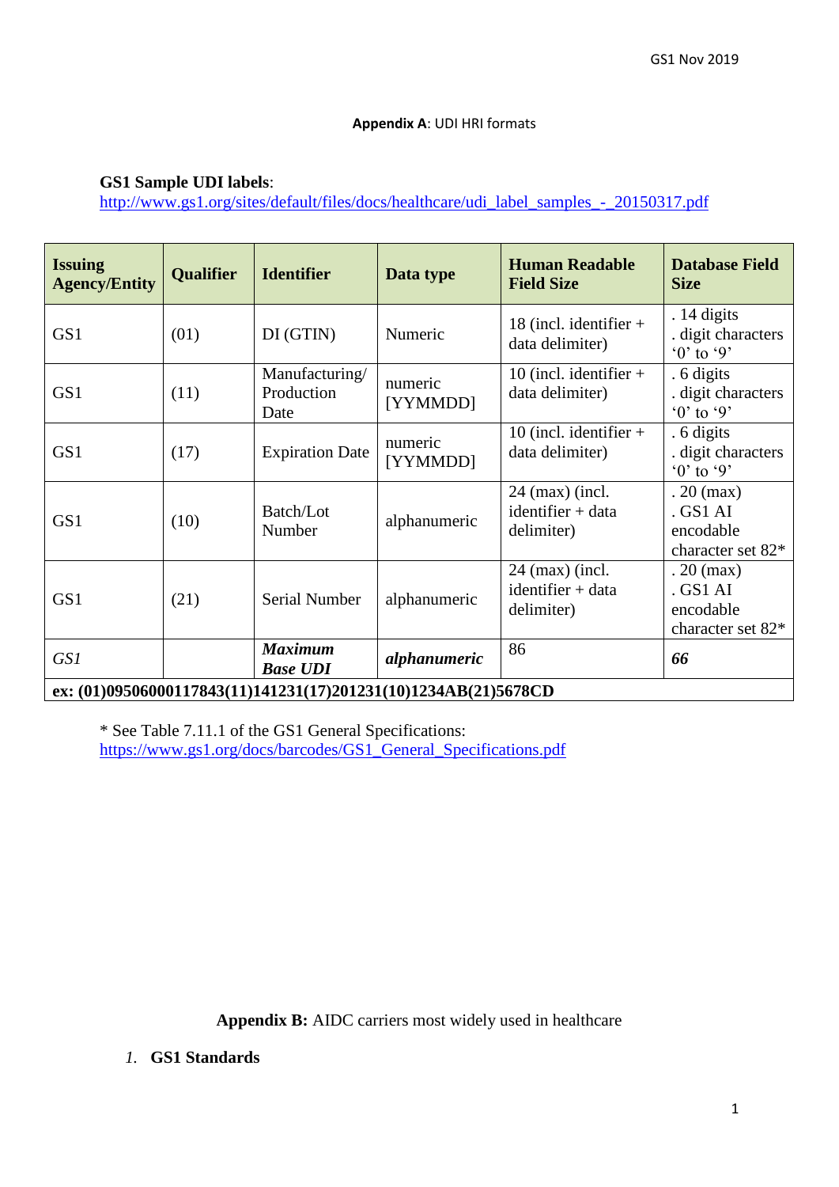**Appendix A**: UDI HRI formats

**GS1 Sample UDI labels**:
http://www.gs1.org/sites/default/files/docs/healthcare/udi_label_samples_-_20150317.pdf

| Issuing Agency/Entity | Qualifier | Identifier | Data type | Human Readable Field Size | Database Field Size |
|---|---|---|---|---|---|
| GS1 | (01) | DI (GTIN) | Numeric | 18 (incl. identifier + data delimiter) | . 14 digits<br>. digit characters '0' to '9' |
| GS1 | (11) | Manufacturing/ Production Date | numeric [YYMMDD] | 10 (incl. identifier + data delimiter) | . 6 digits<br>. digit characters '0' to '9' |
| GS1 | (17) | Expiration Date | numeric [YYMMDD] | 10 (incl. identifier + data delimiter) | . 6 digits<br>. digit characters '0' to '9' |
| GS1 | (10) | Batch/Lot Number | alphanumeric | 24 (max) (incl. identifier + data delimiter) | . 20 (max)<br>. GS1 AI encodable character set 82* |
| GS1 | (21) | Serial Number | alphanumeric | 24 (max) (incl. identifier + data delimiter) | . 20 (max)<br>. GS1 AI encodable character set 82* |
| *GS1* | | ***Maximum Base UDI*** | ***alphanumeric*** | 86 | ***66*** |
| **ex: (01)09506000117843(11)141231(17)201231(10)1234AB(21)5678CD** | | | | | |

\* See Table 7.11.1 of the GS1 General Specifications:
https://www.gs1.org/docs/barcodes/GS1_General_Specifications.pdf

**Appendix B:** AIDC carriers most widely used in healthcare

1. **GS1 Standards**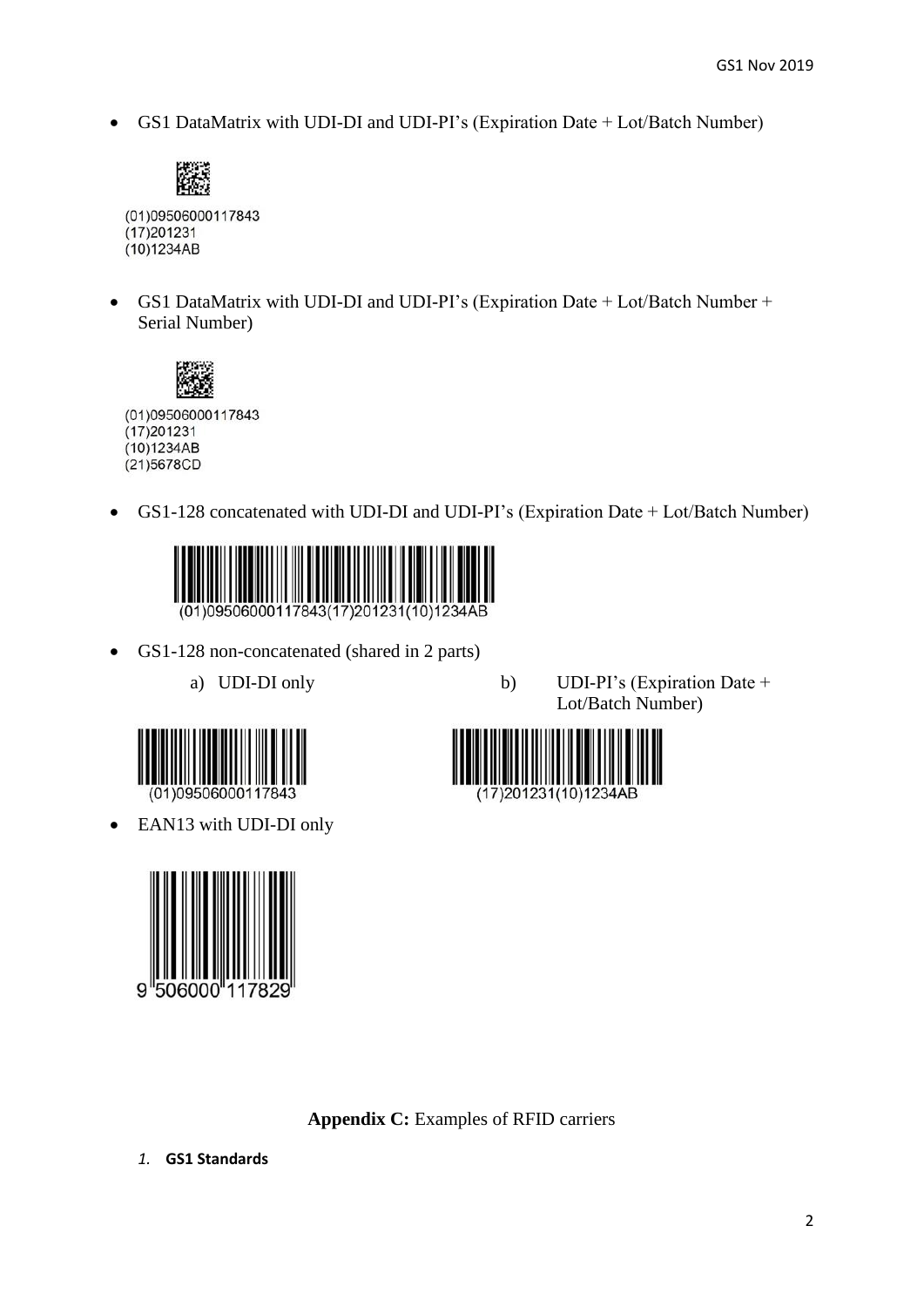- GS1 DataMatrix with UDI-DI and UDI-PI's (Expiration Date + Lot/Batch Number)

(01)09506000117843
(17)201231
(10)1234AB

- GS1 DataMatrix with UDI-DI and UDI-PI's (Expiration Date + Lot/Batch Number + Serial Number)

(01)09506000117843
(17)201231
(10)1234AB
(21)5678CD

- GS1-128 concatenated with UDI-DI and UDI-PI's (Expiration Date + Lot/Batch Number)

(01)09506000117843(17)201231(10)1234AB

- GS1-128 non-concatenated (shared in 2 parts)
  a) UDI-DI only
  b) UDI-PI's (Expiration Date + Lot/Batch Number)

(01)09506000117843

(17)201231(10)1234AB

- EAN13 with UDI-DI only

9 506000 117829

**Appendix C:** Examples of RFID carriers

1. **GS1 Standards**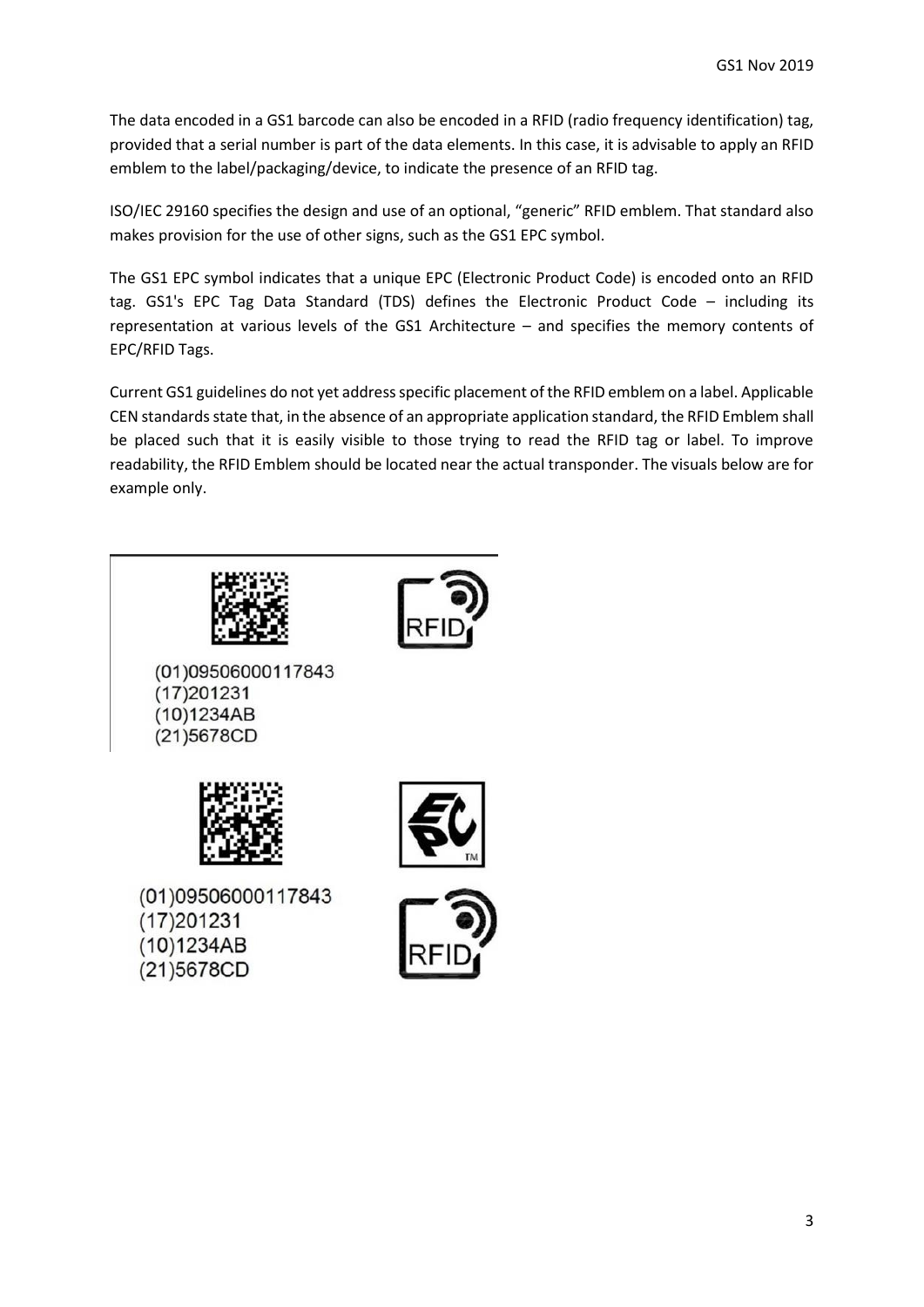The data encoded in a GS1 barcode can also be encoded in a RFID (radio frequency identification) tag, provided that a serial number is part of the data elements. In this case, it is advisable to apply an RFID emblem to the label/packaging/device, to indicate the presence of an RFID tag.

ISO/IEC 29160 specifies the design and use of an optional, "generic" RFID emblem. That standard also makes provision for the use of other signs, such as the GS1 EPC symbol.

The GS1 EPC symbol indicates that a unique EPC (Electronic Product Code) is encoded onto an RFID tag. GS1's EPC Tag Data Standard (TDS) defines the Electronic Product Code – including its representation at various levels of the GS1 Architecture – and specifies the memory contents of EPC/RFID Tags.

Current GS1 guidelines do not yet address specific placement of the RFID emblem on a label. Applicable CEN standards state that, in the absence of an appropriate application standard, the RFID Emblem shall be placed such that it is easily visible to those trying to read the RFID tag or label. To improve readability, the RFID Emblem should be located near the actual transponder. The visuals below are for example only.

(01)09506000117843
(17)201231
(10)1234AB
(21)5678CD

RFID

(01)09506000117843
(17)201231
(10)1234AB
(21)5678CD

EPC TM

RFID